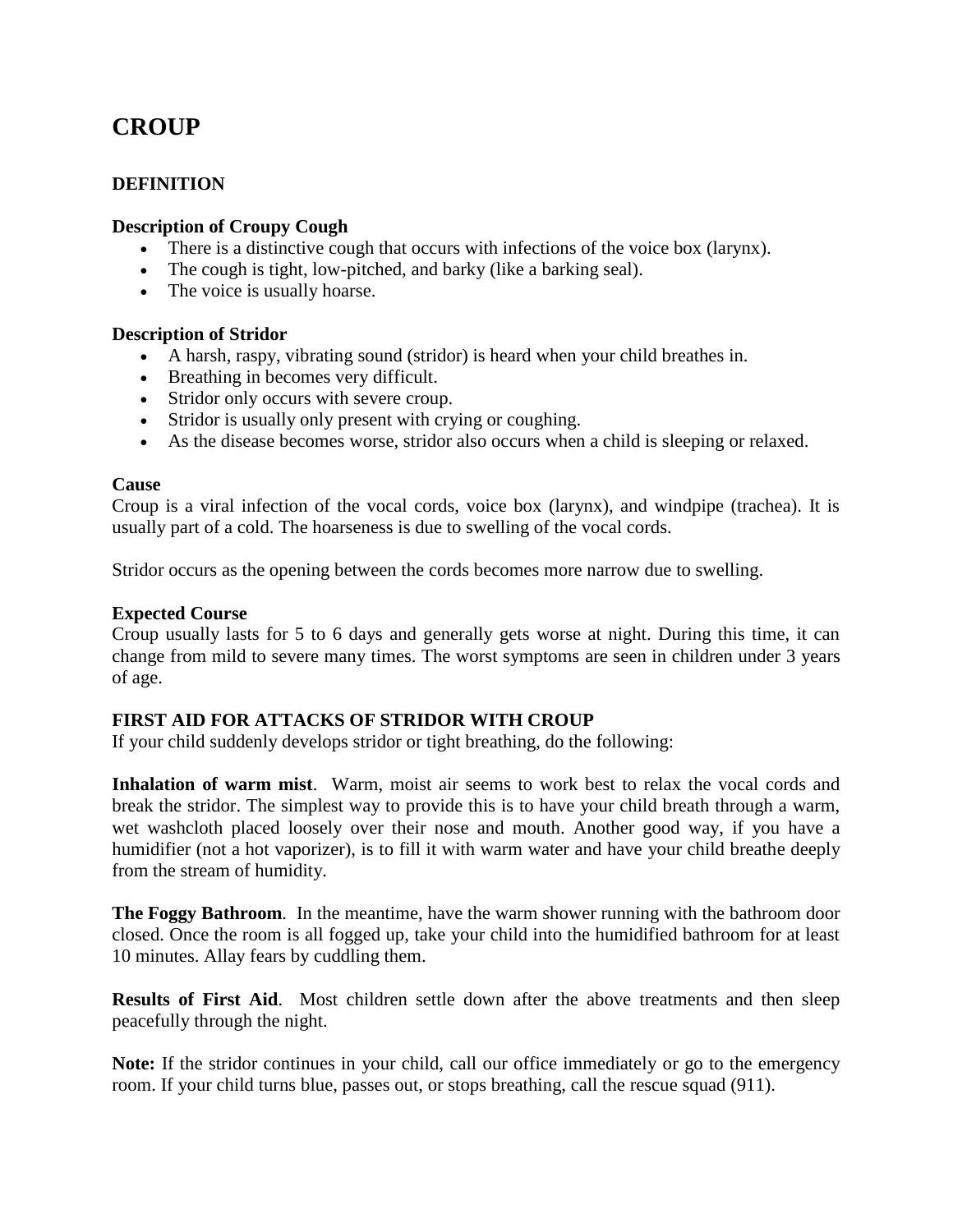# CROUP

## DEFINITION

### Description of Croupy Cough

- There is a distinctive cough that occurs with infections of the voice box (larynx).
- The cough is tight, low-pitched, and barky (like a barking seal).
- The voice is usually hoarse.

### Description of Stridor

- A harsh, raspy, vibrating sound (stridor) is heard when your child breathes in.
- Breathing in becomes very difficult.
- Stridor only occurs with severe croup.
- Stridor is usually only present with crying or coughing.
- As the disease becomes worse, stridor also occurs when a child is sleeping or relaxed.

### Cause

Croup is a viral infection of the vocal cords, voice box (larynx), and windpipe (trachea). It is usually part of a cold. The hoarseness is due to swelling of the vocal cords.

Stridor occurs as the opening between the cords becomes more narrow due to swelling.

### Expected Course

Croup usually lasts for 5 to 6 days and generally gets worse at night. During this time, it can change from mild to severe many times. The worst symptoms are seen in children under 3 years of age.

## FIRST AID FOR ATTACKS OF STRIDOR WITH CROUP

If your child suddenly develops stridor or tight breathing, do the following:

**Inhalation of warm mist**. Warm, moist air seems to work best to relax the vocal cords and break the stridor. The simplest way to provide this is to have your child breath through a warm, wet washcloth placed loosely over their nose and mouth. Another good way, if you have a humidifier (not a hot vaporizer), is to fill it with warm water and have your child breathe deeply from the stream of humidity.

**The Foggy Bathroom**. In the meantime, have the warm shower running with the bathroom door closed. Once the room is all fogged up, take your child into the humidified bathroom for at least 10 minutes. Allay fears by cuddling them.

**Results of First Aid**. Most children settle down after the above treatments and then sleep peacefully through the night.

**Note:** If the stridor continues in your child, call our office immediately or go to the emergency room. If your child turns blue, passes out, or stops breathing, call the rescue squad (911).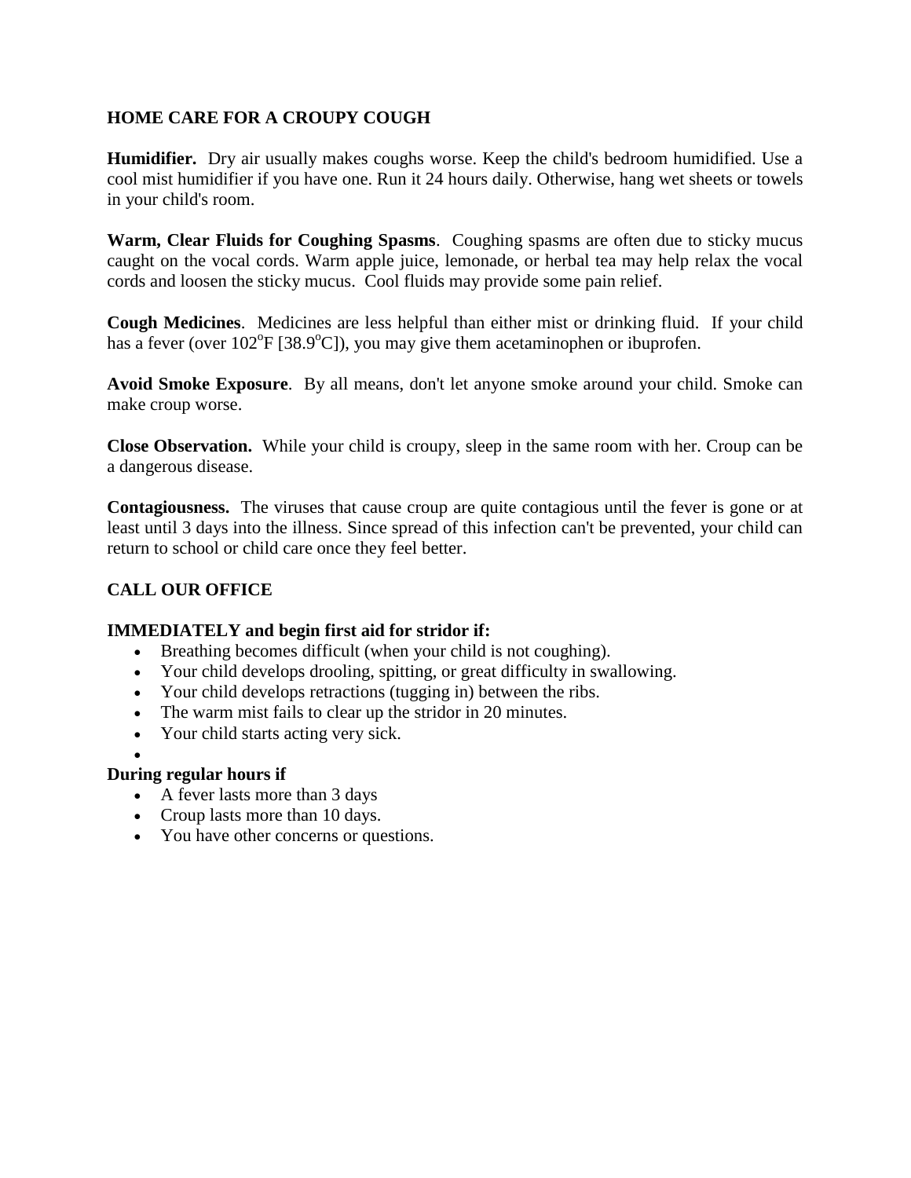## HOME CARE FOR A CROUPY COUGH

**Humidifier.** Dry air usually makes coughs worse. Keep the child's bedroom humidified. Use a cool mist humidifier if you have one. Run it 24 hours daily. Otherwise, hang wet sheets or towels in your child's room.

**Warm, Clear Fluids for Coughing Spasms**. Coughing spasms are often due to sticky mucus caught on the vocal cords. Warm apple juice, lemonade, or herbal tea may help relax the vocal cords and loosen the sticky mucus. Cool fluids may provide some pain relief.

**Cough Medicines**. Medicines are less helpful than either mist or drinking fluid. If your child has a fever (over 102$^{o}$F [38.9$^{o}$C]), you may give them acetaminophen or ibuprofen.

**Avoid Smoke Exposure**. By all means, don't let anyone smoke around your child. Smoke can make croup worse.

**Close Observation.** While your child is croupy, sleep in the same room with her. Croup can be a dangerous disease.

**Contagiousness.** The viruses that cause croup are quite contagious until the fever is gone or at least until 3 days into the illness. Since spread of this infection can't be prevented, your child can return to school or child care once they feel better.

## CALL OUR OFFICE

**IMMEDIATELY and begin first aid for stridor if:**

- Breathing becomes difficult (when your child is not coughing).
- Your child develops drooling, spitting, or great difficulty in swallowing.
- Your child develops retractions (tugging in) between the ribs.
- The warm mist fails to clear up the stridor in 20 minutes.
- Your child starts acting very sick.

**During regular hours if**

- A fever lasts more than 3 days
- Croup lasts more than 10 days.
- You have other concerns or questions.